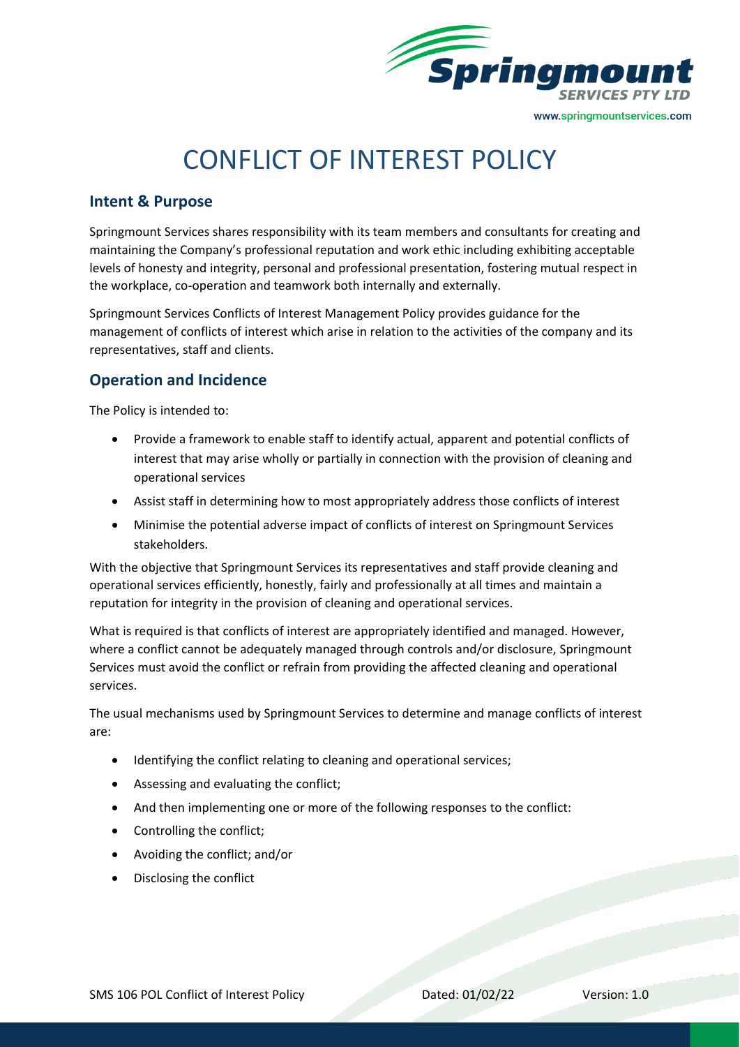# CONFLICT OF INTEREST POLICY

## Intent & Purpose

Springmount Services shares responsibility with its team members and consultants for creating and maintaining the Company's professional reputation and work ethic including exhibiting acceptable levels of honesty and integrity, personal and professional presentation, fostering mutual respect in the workplace, co-operation and teamwork both internally and externally.

Springmount Services Conflicts of Interest Management Policy provides guidance for the management of conflicts of interest which arise in relation to the activities of the company and its representatives, staff and clients.

## Operation and Incidence

The Policy is intended to:

- Provide a framework to enable staff to identify actual, apparent and potential conflicts of interest that may arise wholly or partially in connection with the provision of cleaning and operational services
- Assist staff in determining how to most appropriately address those conflicts of interest
- Minimise the potential adverse impact of conflicts of interest on Springmount Services stakeholders.

With the objective that Springmount Services its representatives and staff provide cleaning and operational services efficiently, honestly, fairly and professionally at all times and maintain a reputation for integrity in the provision of cleaning and operational services.

What is required is that conflicts of interest are appropriately identified and managed. However, where a conflict cannot be adequately managed through controls and/or disclosure, Springmount Services must avoid the conflict or refrain from providing the affected cleaning and operational services.

The usual mechanisms used by Springmount Services to determine and manage conflicts of interest are:

- Identifying the conflict relating to cleaning and operational services;
- Assessing and evaluating the conflict;
- And then implementing one or more of the following responses to the conflict:
- Controlling the conflict;
- Avoiding the conflict; and/or
- Disclosing the conflict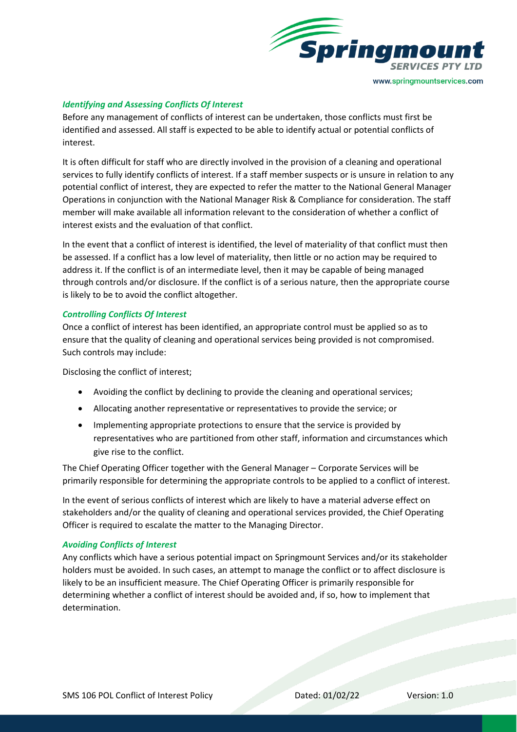### *Identifying and Assessing Conflicts Of Interest*

Before any management of conflicts of interest can be undertaken, those conflicts must first be identified and assessed. All staff is expected to be able to identify actual or potential conflicts of interest.

It is often difficult for staff who are directly involved in the provision of a cleaning and operational services to fully identify conflicts of interest. If a staff member suspects or is unsure in relation to any potential conflict of interest, they are expected to refer the matter to the National General Manager Operations in conjunction with the National Manager Risk & Compliance for consideration. The staff member will make available all information relevant to the consideration of whether a conflict of interest exists and the evaluation of that conflict.

In the event that a conflict of interest is identified, the level of materiality of that conflict must then be assessed. If a conflict has a low level of materiality, then little or no action may be required to address it. If the conflict is of an intermediate level, then it may be capable of being managed through controls and/or disclosure. If the conflict is of a serious nature, then the appropriate course is likely to be to avoid the conflict altogether.

### *Controlling Conflicts Of Interest*

Once a conflict of interest has been identified, an appropriate control must be applied so as to ensure that the quality of cleaning and operational services being provided is not compromised. Such controls may include:

Disclosing the conflict of interest;

- Avoiding the conflict by declining to provide the cleaning and operational services;
- Allocating another representative or representatives to provide the service; or
- Implementing appropriate protections to ensure that the service is provided by representatives who are partitioned from other staff, information and circumstances which give rise to the conflict.

The Chief Operating Officer together with the General Manager – Corporate Services will be primarily responsible for determining the appropriate controls to be applied to a conflict of interest.

In the event of serious conflicts of interest which are likely to have a material adverse effect on stakeholders and/or the quality of cleaning and operational services provided, the Chief Operating Officer is required to escalate the matter to the Managing Director.

### *Avoiding Conflicts of Interest*

Any conflicts which have a serious potential impact on Springmount Services and/or its stakeholder holders must be avoided. In such cases, an attempt to manage the conflict or to affect disclosure is likely to be an insufficient measure. The Chief Operating Officer is primarily responsible for determining whether a conflict of interest should be avoided and, if so, how to implement that determination.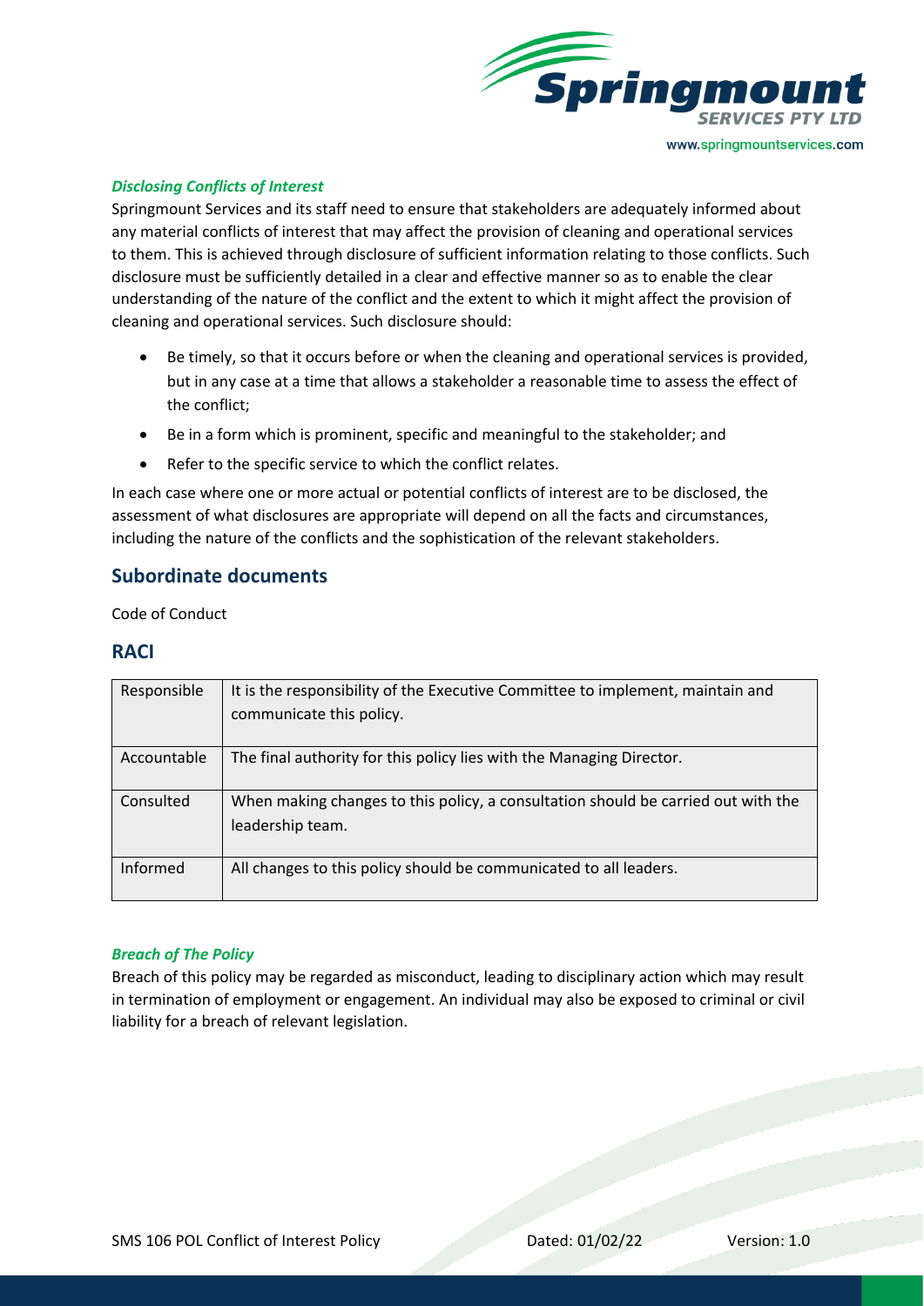***Disclosing Conflicts of Interest***

Springmount Services and its staff need to ensure that stakeholders are adequately informed about any material conflicts of interest that may affect the provision of cleaning and operational services to them. This is achieved through disclosure of sufficient information relating to those conflicts. Such disclosure must be sufficiently detailed in a clear and effective manner so as to enable the clear understanding of the nature of the conflict and the extent to which it might affect the provision of cleaning and operational services. Such disclosure should:

- Be timely, so that it occurs before or when the cleaning and operational services is provided, but in any case at a time that allows a stakeholder a reasonable time to assess the effect of the conflict;
- Be in a form which is prominent, specific and meaningful to the stakeholder; and
- Refer to the specific service to which the conflict relates.

In each case where one or more actual or potential conflicts of interest are to be disclosed, the assessment of what disclosures are appropriate will depend on all the facts and circumstances, including the nature of the conflicts and the sophistication of the relevant stakeholders.

## Subordinate documents

Code of Conduct

## RACI

| | |
|---|---|
| Responsible | It is the responsibility of the Executive Committee to implement, maintain and communicate this policy. |
| Accountable | The final authority for this policy lies with the Managing Director. |
| Consulted | When making changes to this policy, a consultation should be carried out with the leadership team. |
| Informed | All changes to this policy should be communicated to all leaders. |

***Breach of The Policy***

Breach of this policy may be regarded as misconduct, leading to disciplinary action which may result in termination of employment or engagement. An individual may also be exposed to criminal or civil liability for a breach of relevant legislation.